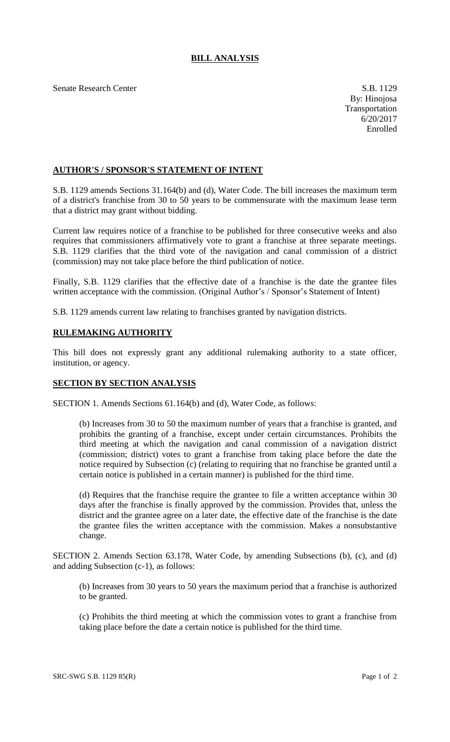# BILL ANALYSIS

Senate Research Center

S.B. 1129
By: Hinojosa
Transportation
6/20/2017
Enrolled

## AUTHOR'S / SPONSOR'S STATEMENT OF INTENT

S.B. 1129 amends Sections 31.164(b) and (d), Water Code. The bill increases the maximum term of a district's franchise from 30 to 50 years to be commensurate with the maximum lease term that a district may grant without bidding.

Current law requires notice of a franchise to be published for three consecutive weeks and also requires that commissioners affirmatively vote to grant a franchise at three separate meetings. S.B. 1129 clarifies that the third vote of the navigation and canal commission of a district (commission) may not take place before the third publication of notice.

Finally, S.B. 1129 clarifies that the effective date of a franchise is the date the grantee files written acceptance with the commission. (Original Author's / Sponsor's Statement of Intent)

S.B. 1129 amends current law relating to franchises granted by navigation districts.

## RULEMAKING AUTHORITY

This bill does not expressly grant any additional rulemaking authority to a state officer, institution, or agency.

## SECTION BY SECTION ANALYSIS

SECTION 1. Amends Sections 61.164(b) and (d), Water Code, as follows:

(b) Increases from 30 to 50 the maximum number of years that a franchise is granted, and prohibits the granting of a franchise, except under certain circumstances. Prohibits the third meeting at which the navigation and canal commission of a navigation district (commission; district) votes to grant a franchise from taking place before the date the notice required by Subsection (c) (relating to requiring that no franchise be granted until a certain notice is published in a certain manner) is published for the third time.

(d) Requires that the franchise require the grantee to file a written acceptance within 30 days after the franchise is finally approved by the commission. Provides that, unless the district and the grantee agree on a later date, the effective date of the franchise is the date the grantee files the written acceptance with the commission. Makes a nonsubstantive change.

SECTION 2. Amends Section 63.178, Water Code, by amending Subsections (b), (c), and (d) and adding Subsection (c-1), as follows:

(b) Increases from 30 years to 50 years the maximum period that a franchise is authorized to be granted.

(c) Prohibits the third meeting at which the commission votes to grant a franchise from taking place before the date a certain notice is published for the third time.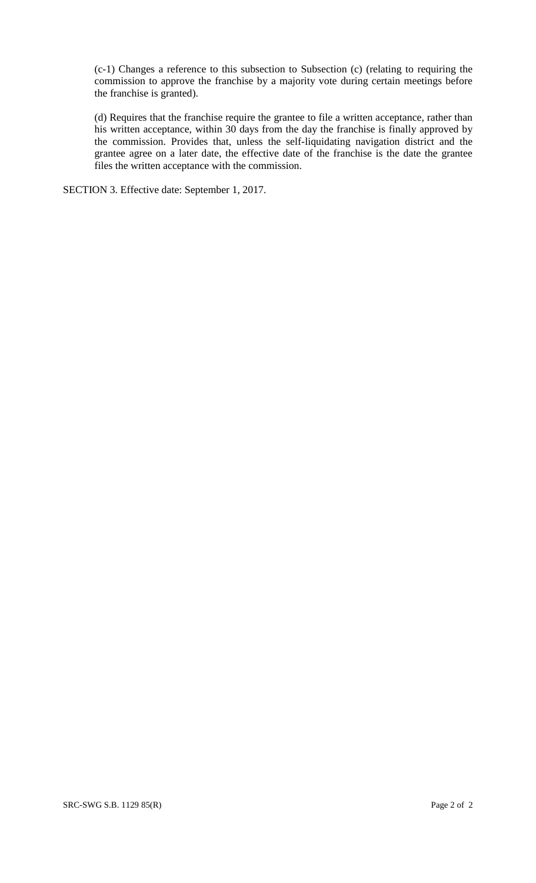(c-1) Changes a reference to this subsection to Subsection (c) (relating to requiring the commission to approve the franchise by a majority vote during certain meetings before the franchise is granted).

(d) Requires that the franchise require the grantee to file a written acceptance, rather than his written acceptance, within 30 days from the day the franchise is finally approved by the commission. Provides that, unless the self-liquidating navigation district and the grantee agree on a later date, the effective date of the franchise is the date the grantee files the written acceptance with the commission.

SECTION 3. Effective date: September 1, 2017.